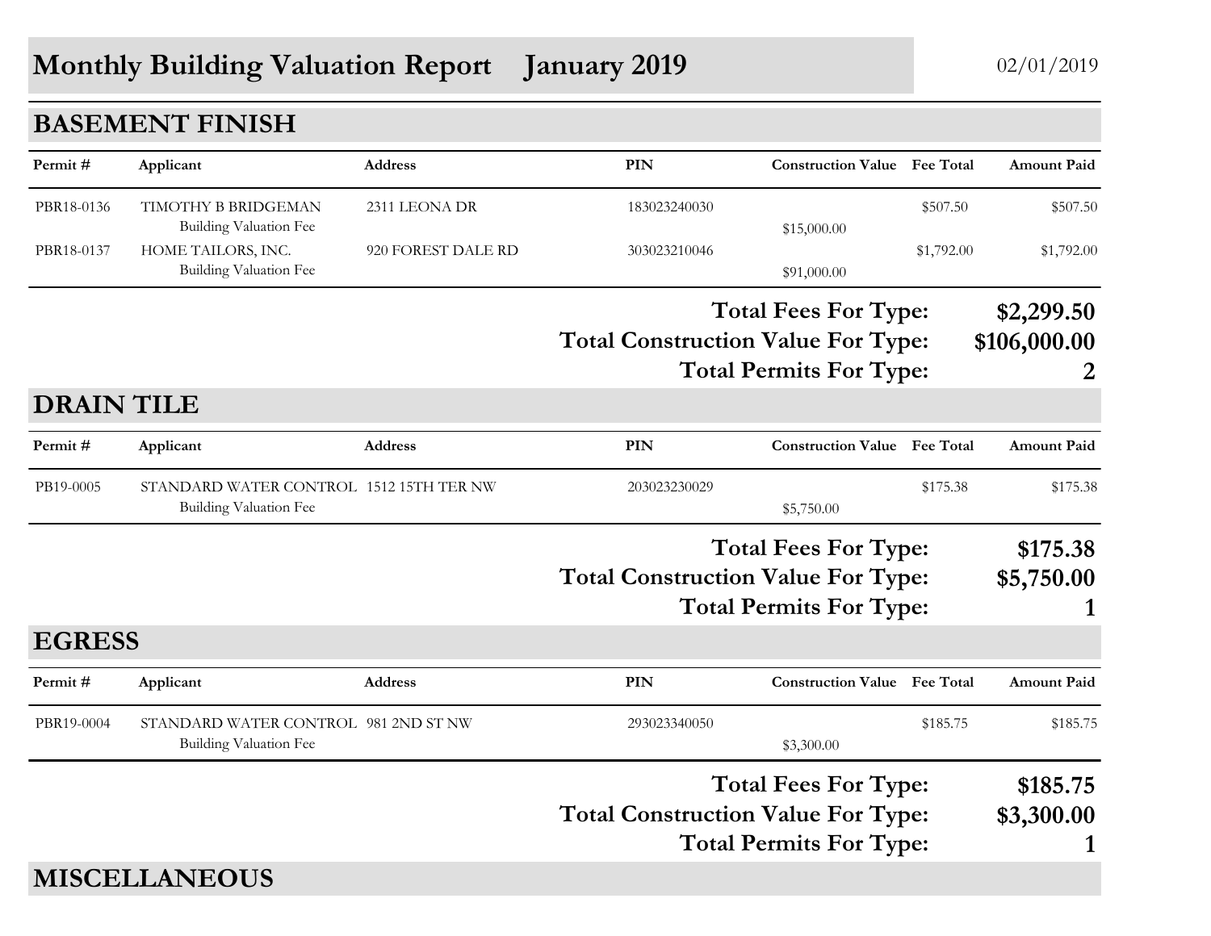# Monthly Building Valuation Report January 2019

02/01/2019

## BASEMENT FINISH

| Permit # | Applicant | Address | PIN | Construction Value | Fee Total | Amount Paid |
|---|---|---|---|---|---|---|
| PBR18-0136 | TIMOTHY B BRIDGEMAN | 2311 LEONA DR | 183023240030 | | $507.50 | $507.50 |
| | Building Valuation Fee | | | $15,000.00 | | |
| PBR18-0137 | HOME TAILORS, INC. | 920 FOREST DALE RD | 303023210046 | | $1,792.00 | $1,792.00 |
| | Building Valuation Fee | | | $91,000.00 | | |

**Total Fees For Type: $2,299.50**

**Total Construction Value For Type: $106,000.00**

**Total Permits For Type: 2**

## DRAIN TILE

| Permit # | Applicant | Address | PIN | Construction Value | Fee Total | Amount Paid |
|---|---|---|---|---|---|---|
| PB19-0005 | STANDARD WATER CONTROL | 1512 15TH TER NW | 203023230029 | | $175.38 | $175.38 |
| | Building Valuation Fee | | | $5,750.00 | | |

**Total Fees For Type: $175.38**

**Total Construction Value For Type: $5,750.00**

**Total Permits For Type: 1**

## EGRESS

| Permit # | Applicant | Address | PIN | Construction Value | Fee Total | Amount Paid |
|---|---|---|---|---|---|---|
| PBR19-0004 | STANDARD WATER CONTROL | 981 2ND ST NW | 293023340050 | | $185.75 | $185.75 |
| | Building Valuation Fee | | | $3,300.00 | | |

**Total Fees For Type: $185.75**

**Total Construction Value For Type: $3,300.00**

**Total Permits For Type: 1**

## MISCELLANEOUS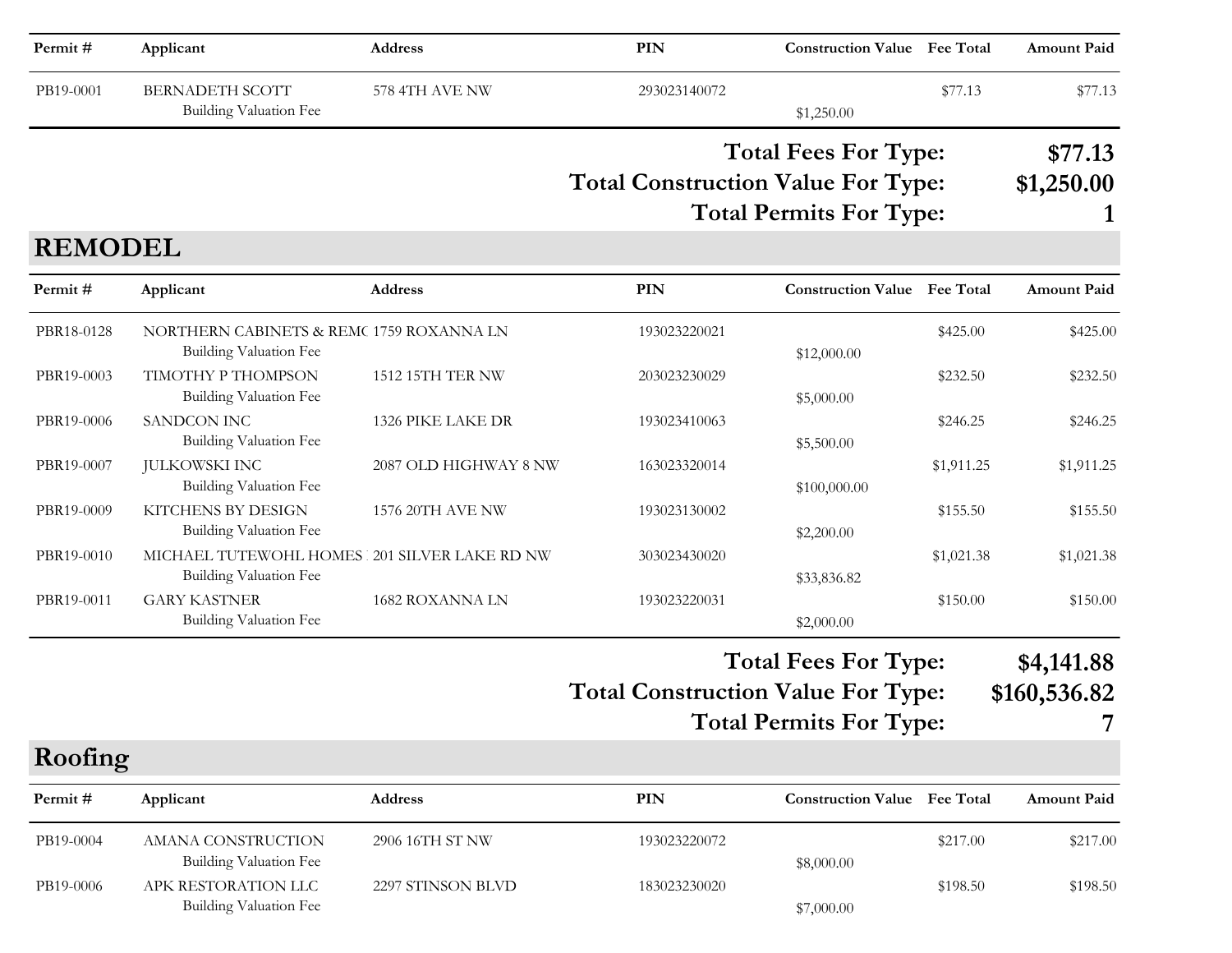| Permit # | Applicant | Address | PIN | Construction Value | Fee Total | Amount Paid |
|---|---|---|---|---|---|---|
| PB19-0001 | BERNADETH SCOTT | 578 4TH AVE NW | 293023140072 | | $77.13 | $77.13 |
| | Building Valuation Fee | | | $1,250.00 | | |

**Total Fees For Type: $77.13**

**Total Construction Value For Type: $1,250.00**

**Total Permits For Type: 1**

## REMODEL

| Permit # | Applicant | Address | PIN | Construction Value | Fee Total | Amount Paid |
|---|---|---|---|---|---|---|
| PBR18-0128 | NORTHERN CABINETS & REMO | 1759 ROXANNA LN | 193023220021 | | $425.00 | $425.00 |
| | Building Valuation Fee | | | $12,000.00 | | |
| PBR19-0003 | TIMOTHY P THOMPSON | 1512 15TH TER NW | 203023230029 | | $232.50 | $232.50 |
| | Building Valuation Fee | | | $5,000.00 | | |
| PBR19-0006 | SANDCON INC | 1326 PIKE LAKE DR | 193023410063 | | $246.25 | $246.25 |
| | Building Valuation Fee | | | $5,500.00 | | |
| PBR19-0007 | JULKOWSKI INC | 2087 OLD HIGHWAY 8 NW | 163023320014 | | $1,911.25 | $1,911.25 |
| | Building Valuation Fee | | | $100,000.00 | | |
| PBR19-0009 | KITCHENS BY DESIGN | 1576 20TH AVE NW | 193023130002 | | $155.50 | $155.50 |
| | Building Valuation Fee | | | $2,200.00 | | |
| PBR19-0010 | MICHAEL TUTEWOHL HOMES | 201 SILVER LAKE RD NW | 303023430020 | | $1,021.38 | $1,021.38 |
| | Building Valuation Fee | | | $33,836.82 | | |
| PBR19-0011 | GARY KASTNER | 1682 ROXANNA LN | 193023220031 | | $150.00 | $150.00 |
| | Building Valuation Fee | | | $2,000.00 | | |

**Total Fees For Type: $4,141.88**

**Total Construction Value For Type: $160,536.82**

**Total Permits For Type: 7**

## Roofing

| Permit # | Applicant | Address | PIN | Construction Value | Fee Total | Amount Paid |
|---|---|---|---|---|---|---|
| PB19-0004 | AMANA CONSTRUCTION | 2906 16TH ST NW | 193023220072 | | $217.00 | $217.00 |
| | Building Valuation Fee | | | $8,000.00 | | |
| PB19-0006 | APK RESTORATION LLC | 2297 STINSON BLVD | 183023230020 | | $198.50 | $198.50 |
| | Building Valuation Fee | | | $7,000.00 | | |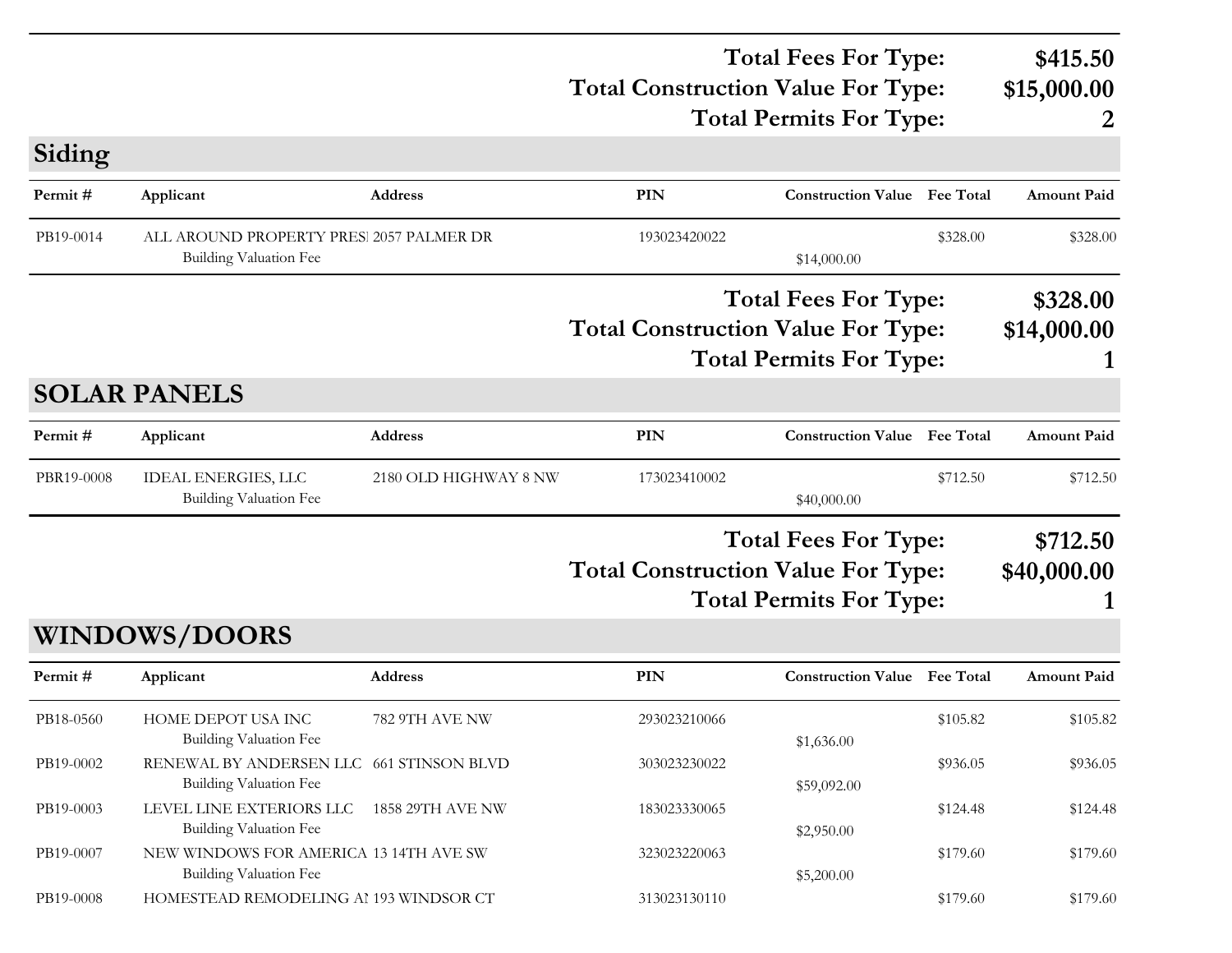| | |
|---|---|
| **Total Fees For Type:** | **$415.50** |
| **Total Construction Value For Type:** | **$15,000.00** |
| **Total Permits For Type:** | **2** |

## Siding

| Permit # | Applicant | Address | PIN | Construction Value | Fee Total | Amount Paid |
|---|---|---|---|---|---|---|
| PB19-0014 | ALL AROUND PROPERTY PRESI | 2057 PALMER DR | 193023420022 | | $328.00 | $328.00 |
| | Building Valuation Fee | | | $14,000.00 | | |

| | |
|---|---|
| **Total Fees For Type:** | **$328.00** |
| **Total Construction Value For Type:** | **$14,000.00** |
| **Total Permits For Type:** | **1** |

## SOLAR PANELS

| Permit # | Applicant | Address | PIN | Construction Value | Fee Total | Amount Paid |
|---|---|---|---|---|---|---|
| PBR19-0008 | IDEAL ENERGIES, LLC | 2180 OLD HIGHWAY 8 NW | 173023410002 | | $712.50 | $712.50 |
| | Building Valuation Fee | | | $40,000.00 | | |

| | |
|---|---|
| **Total Fees For Type:** | **$712.50** |
| **Total Construction Value For Type:** | **$40,000.00** |
| **Total Permits For Type:** | **1** |

## WINDOWS/DOORS

| Permit # | Applicant | Address | PIN | Construction Value | Fee Total | Amount Paid |
|---|---|---|---|---|---|---|
| PB18-0560 | HOME DEPOT USA INC | 782 9TH AVE NW | 293023210066 | | $105.82 | $105.82 |
| | Building Valuation Fee | | | $1,636.00 | | |
| PB19-0002 | RENEWAL BY ANDERSEN LLC | 661 STINSON BLVD | 303023230022 | | $936.05 | $936.05 |
| | Building Valuation Fee | | | $59,092.00 | | |
| PB19-0003 | LEVEL LINE EXTERIORS LLC | 1858 29TH AVE NW | 183023330065 | | $124.48 | $124.48 |
| | Building Valuation Fee | | | $2,950.00 | | |
| PB19-0007 | NEW WINDOWS FOR AMERICA | 13 14TH AVE SW | 323023220063 | | $179.60 | $179.60 |
| | Building Valuation Fee | | | $5,200.00 | | |
| PB19-0008 | HOMESTEAD REMODELING AI | 193 WINDSOR CT | 313023130110 | | $179.60 | $179.60 |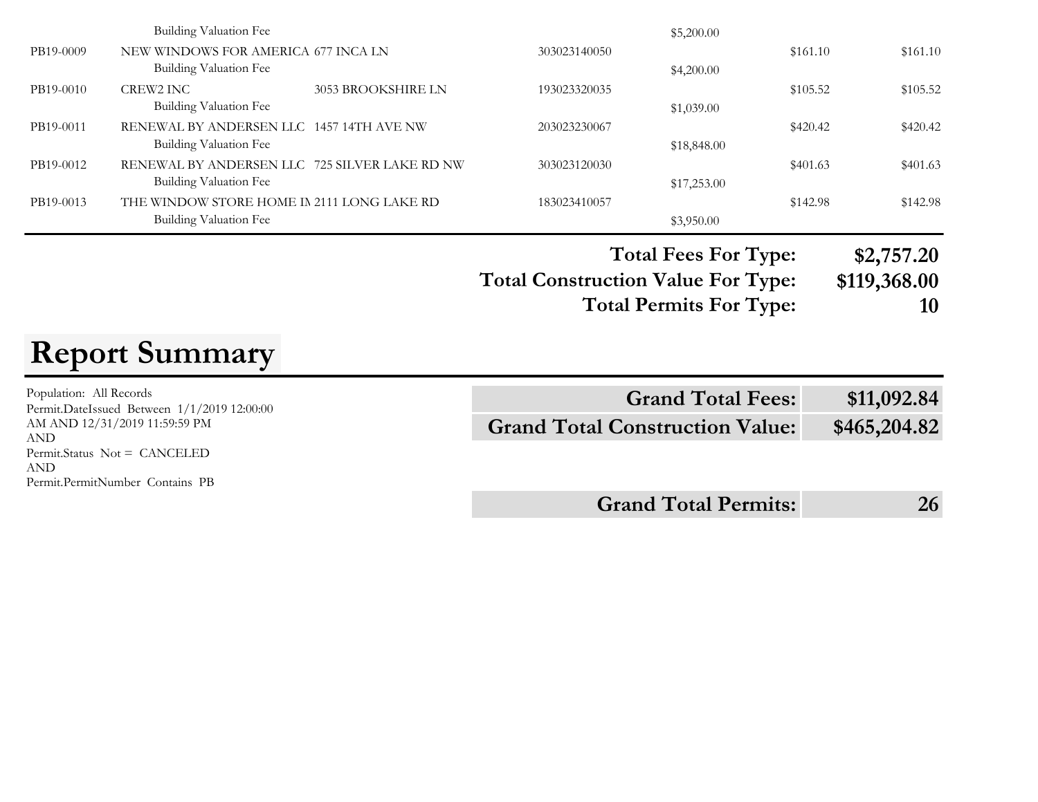| | | | | | | |
|---|---|---|---|---|---|---|
| | Building Valuation Fee | | | $5,200.00 | | |
| PB19-0009 | NEW WINDOWS FOR AMERICA | 677 INCA LN | 303023140050 | | $161.10 | $161.10 |
| | Building Valuation Fee | | | $4,200.00 | | |
| PB19-0010 | CREW2 INC | 3053 BROOKSHIRE LN | 193023320035 | | $105.52 | $105.52 |
| | Building Valuation Fee | | | $1,039.00 | | |
| PB19-0011 | RENEWAL BY ANDERSEN LLC | 1457 14TH AVE NW | 203023230067 | | $420.42 | $420.42 |
| | Building Valuation Fee | | | $18,848.00 | | |
| PB19-0012 | RENEWAL BY ANDERSEN LLC | 725 SILVER LAKE RD NW | 303023120030 | | $401.63 | $401.63 |
| | Building Valuation Fee | | | $17,253.00 | | |
| PB19-0013 | THE WINDOW STORE HOME IN | 2111 LONG LAKE RD | 183023410057 | | $142.98 | $142.98 |
| | Building Valuation Fee | | | $3,950.00 | | |

**Total Fees For Type: $2,757.20**

**Total Construction Value For Type: $119,368.00**

**Total Permits For Type: 10**

# Report Summary

Population: All Records
Permit.DateIssued Between 1/1/2019 12:00:00 AM AND 12/31/2019 11:59:59 PM
AND
Permit.Status Not = CANCELED
AND
Permit.PermitNumber Contains PB

| | |
|---|---|
| **Grand Total Fees:** | **$11,092.84** |
| **Grand Total Construction Value:** | **$465,204.82** |
| **Grand Total Permits:** | **26** |